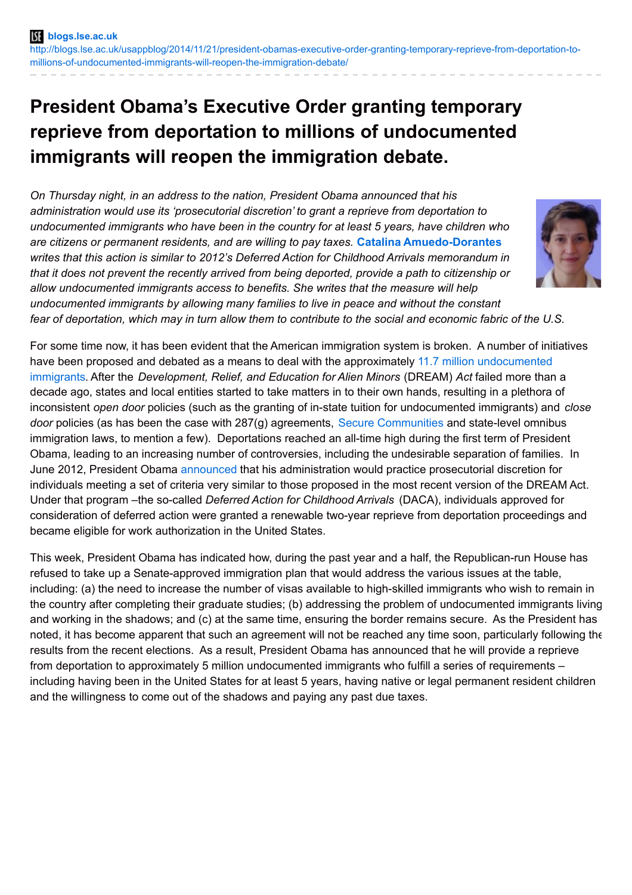# President Obama's Executive Order granting temporary reprieve from deportation to millions of undocumented immigrants will reopen the immigration debate.

*On Thursday night, in an address to the nation, President Obama announced that his administration would use its 'prosecutorial discretion' to grant a reprieve from deportation to undocumented immigrants who have been in the country for at least 5 years, have children who are citizens or permanent residents, and are willing to pay taxes.* **Catalina Amuedo-Dorantes** *writes that this action is similar to 2012's Deferred Action for Childhood Arrivals memorandum in that it does not prevent the recently arrived from being deported, provide a path to citizenship or allow undocumented immigrants access to benefits. She writes that the measure will help undocumented immigrants by allowing many families to live in peace and without the constant fear of deportation, which may in turn allow them to contribute to the social and economic fabric of the U.S.*

For some time now, it has been evident that the American immigration system is broken. A number of initiatives have been proposed and debated as a means to deal with the approximately 11.7 million undocumented immigrants. After the *Development, Relief, and Education for Alien Minors* (DREAM) *Act* failed more than a decade ago, states and local entities started to take matters in to their own hands, resulting in a plethora of inconsistent *open door* policies (such as the granting of in-state tuition for undocumented immigrants) and *close door* policies (as has been the case with 287(g) agreements, Secure Communities and state-level omnibus immigration laws, to mention a few). Deportations reached an all-time high during the first term of President Obama, leading to an increasing number of controversies, including the undesirable separation of families. In June 2012, President Obama announced that his administration would practice prosecutorial discretion for individuals meeting a set of criteria very similar to those proposed in the most recent version of the DREAM Act. Under that program –the so-called *Deferred Action for Childhood Arrivals* (DACA), individuals approved for consideration of deferred action were granted a renewable two-year reprieve from deportation proceedings and became eligible for work authorization in the United States.

This week, President Obama has indicated how, during the past year and a half, the Republican-run House has refused to take up a Senate-approved immigration plan that would address the various issues at the table, including: (a) the need to increase the number of visas available to high-skilled immigrants who wish to remain in the country after completing their graduate studies; (b) addressing the problem of undocumented immigrants living and working in the shadows; and (c) at the same time, ensuring the border remains secure. As the President has noted, it has become apparent that such an agreement will not be reached any time soon, particularly following the results from the recent elections. As a result, President Obama has announced that he will provide a reprieve from deportation to approximately 5 million undocumented immigrants who fulfill a series of requirements – including having been in the United States for at least 5 years, having native or legal permanent resident children and the willingness to come out of the shadows and paying any past due taxes.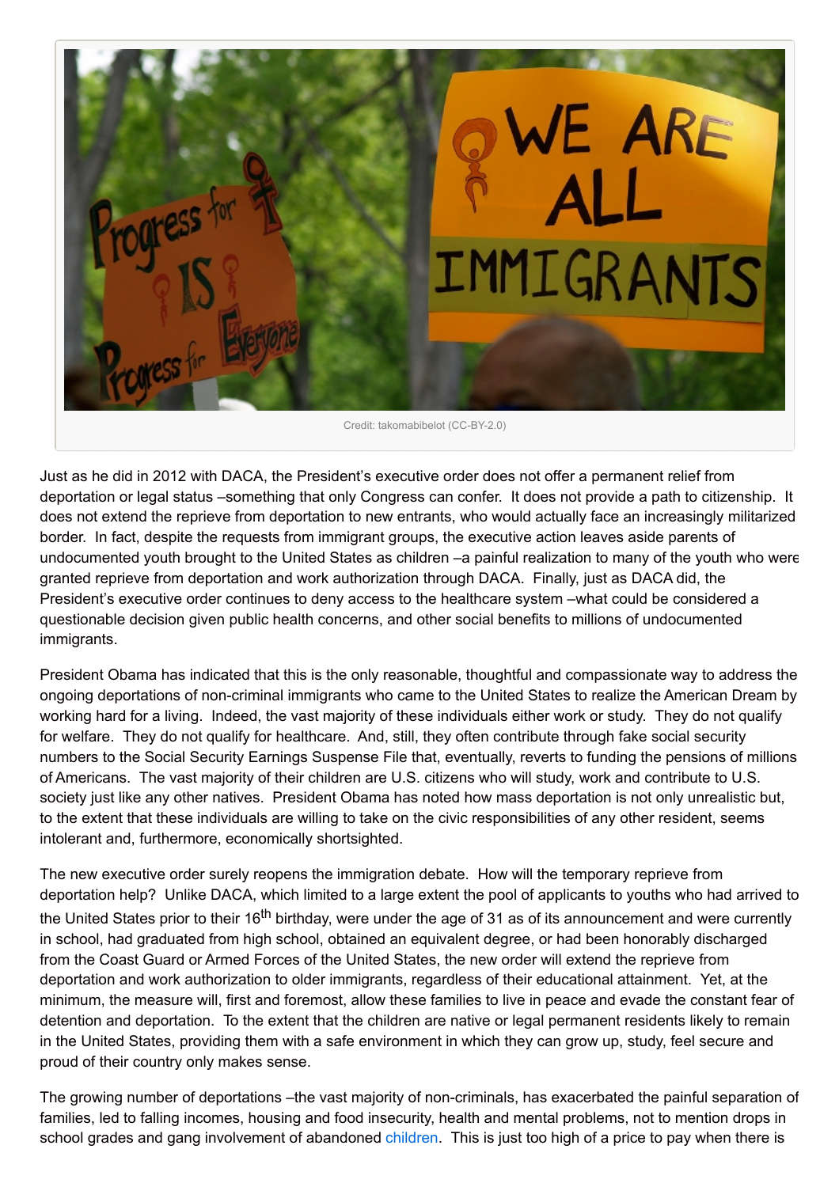Credit: takomabibelot (CC-BY-2.0)

Just as he did in 2012 with DACA, the President's executive order does not offer a permanent relief from deportation or legal status –something that only Congress can confer. It does not provide a path to citizenship. It does not extend the reprieve from deportation to new entrants, who would actually face an increasingly militarized border. In fact, despite the requests from immigrant groups, the executive action leaves aside parents of undocumented youth brought to the United States as children –a painful realization to many of the youth who were granted reprieve from deportation and work authorization through DACA. Finally, just as DACA did, the President's executive order continues to deny access to the healthcare system –what could be considered a questionable decision given public health concerns, and other social benefits to millions of undocumented immigrants.

President Obama has indicated that this is the only reasonable, thoughtful and compassionate way to address the ongoing deportations of non-criminal immigrants who came to the United States to realize the American Dream by working hard for a living. Indeed, the vast majority of these individuals either work or study. They do not qualify for welfare. They do not qualify for healthcare. And, still, they often contribute through fake social security numbers to the Social Security Earnings Suspense File that, eventually, reverts to funding the pensions of millions of Americans. The vast majority of their children are U.S. citizens who will study, work and contribute to U.S. society just like any other natives. President Obama has noted how mass deportation is not only unrealistic but, to the extent that these individuals are willing to take on the civic responsibilities of any other resident, seems intolerant and, furthermore, economically shortsighted.

The new executive order surely reopens the immigration debate. How will the temporary reprieve from deportation help? Unlike DACA, which limited to a large extent the pool of applicants to youths who had arrived to the United States prior to their 16th birthday, were under the age of 31 as of its announcement and were currently in school, had graduated from high school, obtained an equivalent degree, or had been honorably discharged from the Coast Guard or Armed Forces of the United States, the new order will extend the reprieve from deportation and work authorization to older immigrants, regardless of their educational attainment. Yet, at the minimum, the measure will, first and foremost, allow these families to live in peace and evade the constant fear of detention and deportation. To the extent that the children are native or legal permanent residents likely to remain in the United States, providing them with a safe environment in which they can grow up, study, feel secure and proud of their country only makes sense.

The growing number of deportations –the vast majority of non-criminals, has exacerbated the painful separation of families, led to falling incomes, housing and food insecurity, health and mental problems, not to mention drops in school grades and gang involvement of abandoned children. This is just too high of a price to pay when there is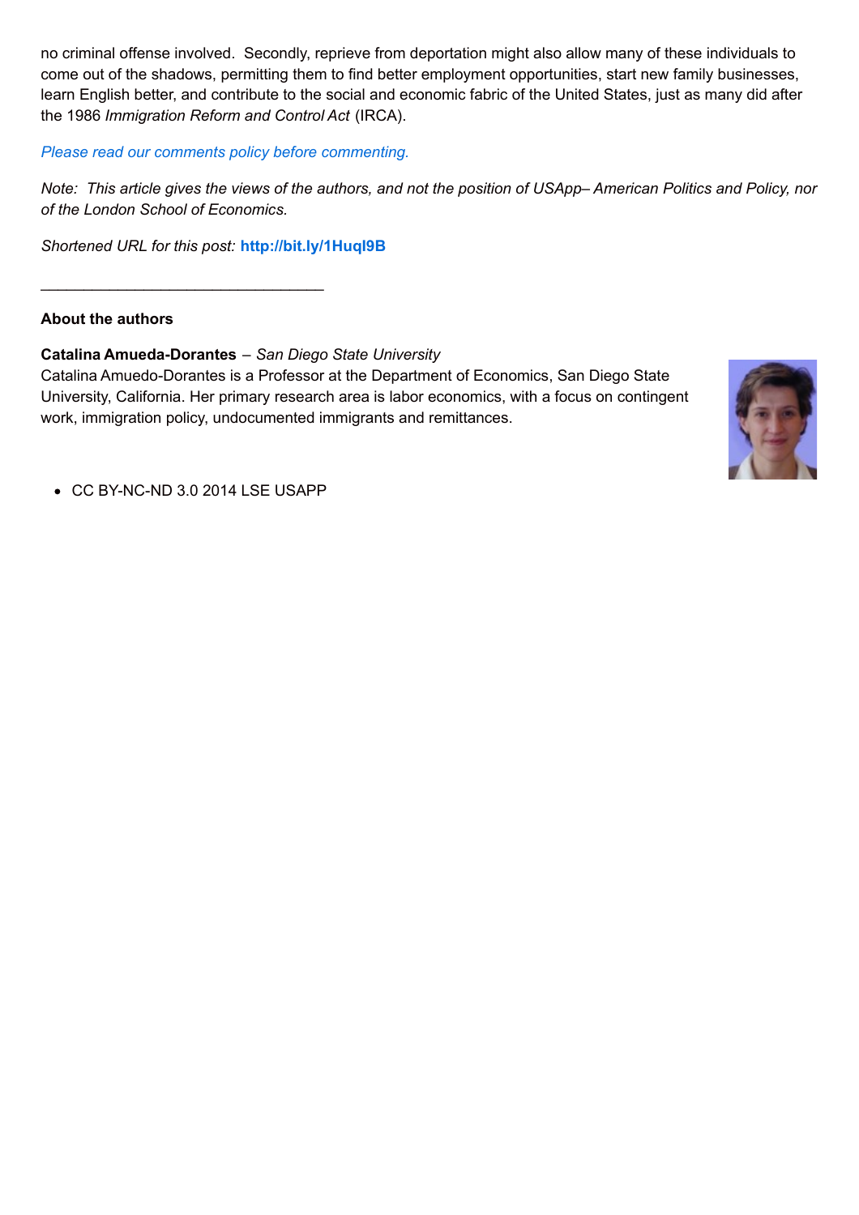no criminal offense involved.  Secondly, reprieve from deportation might also allow many of these individuals to come out of the shadows, permitting them to find better employment opportunities, start new family businesses, learn English better, and contribute to the social and economic fabric of the United States, just as many did after the 1986 *Immigration Reform and Control Act* (IRCA).

*Please read our comments policy before commenting.*

*Note:  This article gives the views of the authors, and not the position of USApp– American Politics and Policy, nor of the London School of Economics.*

*Shortened URL for this post:* **http://bit.ly/1Huql9B**

_________________________________

**About the authors**

**Catalina Amueda-Dorantes** – *San Diego State University*
Catalina Amuedo-Dorantes is a Professor at the Department of Economics, San Diego State University, California. Her primary research area is labor economics, with a focus on contingent work, immigration policy, undocumented immigrants and remittances.

- CC BY-NC-ND 3.0 2014 LSE USAPP